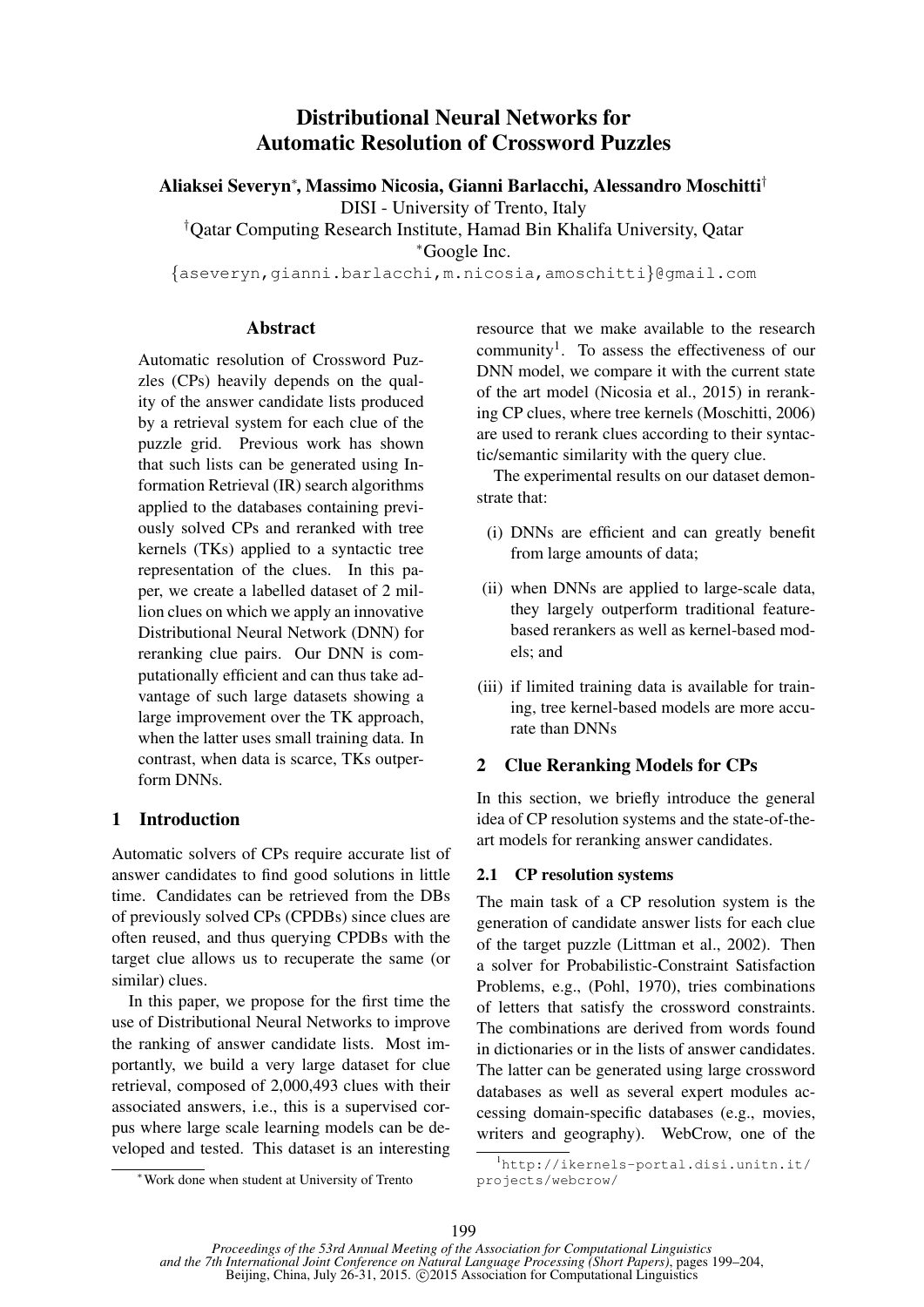# Distributional Neural Networks for Automatic Resolution of Crossword Puzzles

**Aliaksei Severyn[*], Massimo Nicosia, Gianni Barlacchi, Alessandro Moschitti[†]**

DISI - University of Trento, Italy

[†]Qatar Computing Research Institute, Hamad Bin Khalifa University, Qatar

[*]Google Inc.

{aseveryn,gianni.barlacchi,m.nicosia,amoschitti}@gmail.com

## Abstract

Automatic resolution of Crossword Puzzles (CPs) heavily depends on the quality of the answer candidate lists produced by a retrieval system for each clue of the puzzle grid. Previous work has shown that such lists can be generated using Information Retrieval (IR) search algorithms applied to the databases containing previously solved CPs and reranked with tree kernels (TKs) applied to a syntactic tree representation of the clues. In this paper, we create a labelled dataset of 2 million clues on which we apply an innovative Distributional Neural Network (DNN) for reranking clue pairs. Our DNN is computationally efficient and can thus take advantage of such large datasets showing a large improvement over the TK approach, when the latter uses small training data. In contrast, when data is scarce, TKs outperform DNNs.

## 1 Introduction

Automatic solvers of CPs require accurate list of answer candidates to find good solutions in little time. Candidates can be retrieved from the DBs of previously solved CPs (CPDBs) since clues are often reused, and thus querying CPDBs with the target clue allows us to recuperate the same (or similar) clues.

In this paper, we propose for the first time the use of Distributional Neural Networks to improve the ranking of answer candidate lists. Most importantly, we build a very large dataset for clue retrieval, composed of 2,000,493 clues with their associated answers, i.e., this is a supervised corpus where large scale learning models can be developed and tested. This dataset is an interesting resource that we make available to the research community[1]. To assess the effectiveness of our DNN model, we compare it with the current state of the art model (Nicosia et al., 2015) in reranking CP clues, where tree kernels (Moschitti, 2006) are used to rerank clues according to their syntactic/semantic similarity with the query clue.

The experimental results on our dataset demonstrate that:

(i) DNNs are efficient and can greatly benefit from large amounts of data;

(ii) when DNNs are applied to large-scale data, they largely outperform traditional feature-based rerankers as well as kernel-based models; and

(iii) if limited training data is available for training, tree kernel-based models are more accurate than DNNs

## 2 Clue Reranking Models for CPs

In this section, we briefly introduce the general idea of CP resolution systems and the state-of-the-art models for reranking answer candidates.

### 2.1 CP resolution systems

The main task of a CP resolution system is the generation of candidate answer lists for each clue of the target puzzle (Littman et al., 2002). Then a solver for Probabilistic-Constraint Satisfaction Problems, e.g., (Pohl, 1970), tries combinations of letters that satisfy the crossword constraints. The combinations are derived from words found in dictionaries or in the lists of answer candidates. The latter can be generated using large crossword databases as well as several expert modules accessing domain-specific databases (e.g., movies, writers and geography). WebCrow, one of the

[*]Work done when student at University of Trento

[1]http://ikernels-portal.disi.unitn.it/projects/webcrow/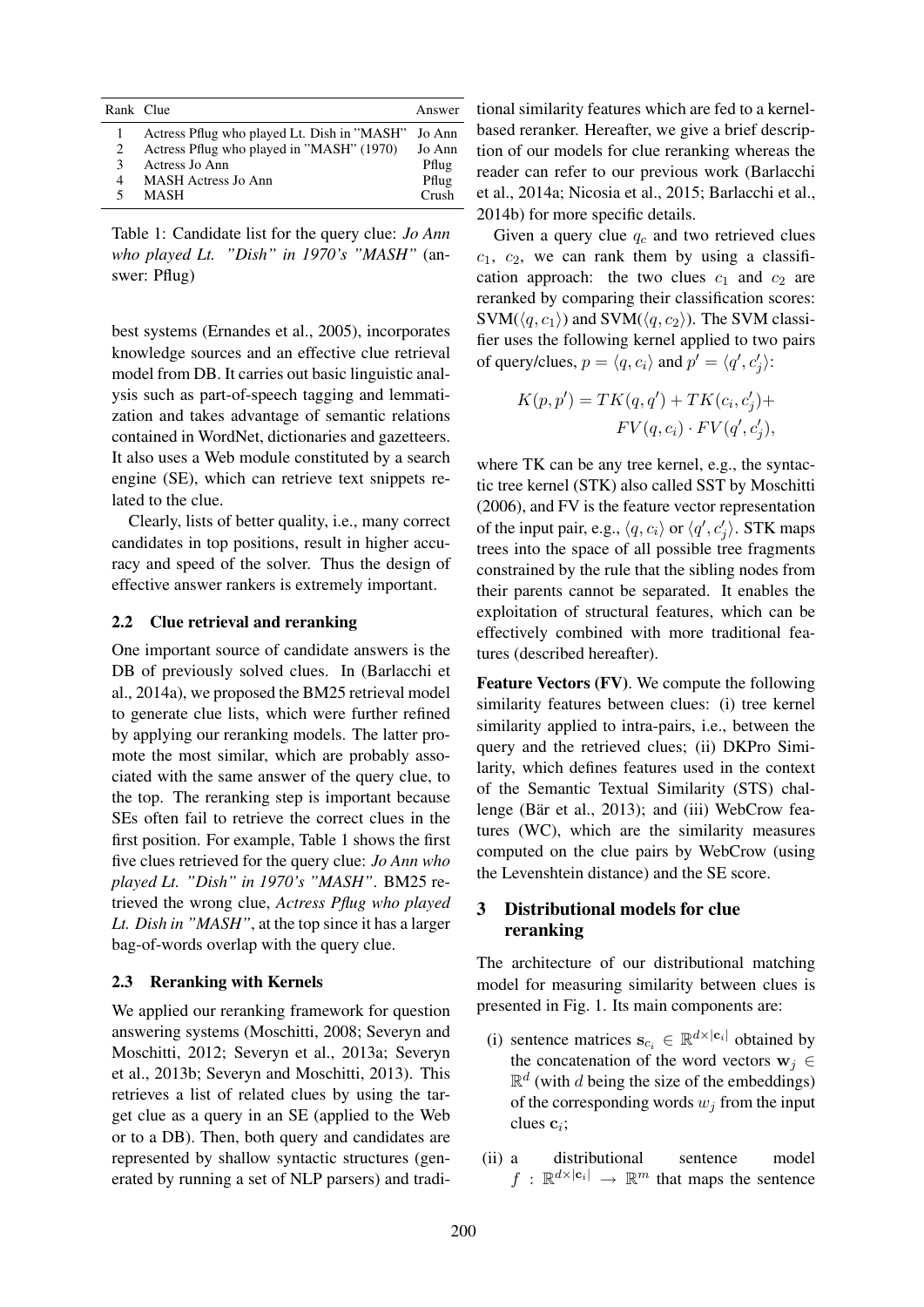| Rank | Clue | Answer |
|---|---|---|
| 1 | Actress Pflug who played Lt. Dish in "MASH" | Jo Ann |
| 2 | Actress Pflug who played in "MASH" (1970) | Jo Ann |
| 3 | Actress Jo Ann | Pflug |
| 4 | MASH Actress Jo Ann | Pflug |
| 5 | MASH | Crush |

Table 1: Candidate list for the query clue: *Jo Ann who played Lt. "Dish" in 1970's "MASH"* (answer: Pflug)

best systems (Ernandes et al., 2005), incorporates knowledge sources and an effective clue retrieval model from DB. It carries out basic linguistic analysis such as part-of-speech tagging and lemmatization and takes advantage of semantic relations contained in WordNet, dictionaries and gazetteers. It also uses a Web module constituted by a search engine (SE), which can retrieve text snippets related to the clue.

Clearly, lists of better quality, i.e., many correct candidates in top positions, result in higher accuracy and speed of the solver. Thus the design of effective answer rankers is extremely important.

### 2.2 Clue retrieval and reranking

One important source of candidate answers is the DB of previously solved clues. In (Barlacchi et al., 2014a), we proposed the BM25 retrieval model to generate clue lists, which were further refined by applying our reranking models. The latter promote the most similar, which are probably associated with the same answer of the query clue, to the top. The reranking step is important because SEs often fail to retrieve the correct clues in the first position. For example, Table 1 shows the first five clues retrieved for the query clue: *Jo Ann who played Lt. "Dish" in 1970's "MASH"*. BM25 retrieved the wrong clue, *Actress Pflug who played Lt. Dish in "MASH"*, at the top since it has a larger bag-of-words overlap with the query clue.

### 2.3 Reranking with Kernels

We applied our reranking framework for question answering systems (Moschitti, 2008; Severyn and Moschitti, 2012; Severyn et al., 2013a; Severyn et al., 2013b; Severyn and Moschitti, 2013). This retrieves a list of related clues by using the target clue as a query in an SE (applied to the Web or to a DB). Then, both query and candidates are represented by shallow syntactic structures (generated by running a set of NLP parsers) and traditional similarity features which are fed to a kernel-based reranker. Hereafter, we give a brief description of our models for clue reranking whereas the reader can refer to our previous work (Barlacchi et al., 2014a; Nicosia et al., 2015; Barlacchi et al., 2014b) for more specific details.

Given a query clue $q_c$ and two retrieved clues $c_1$, $c_2$, we can rank them by using a classification approach: the two clues $c_1$ and $c_2$ are reranked by comparing their classification scores: SVM($\langle q, c_1 \rangle$) and SVM($\langle q, c_2 \rangle$). The SVM classifier uses the following kernel applied to two pairs of query/clues, $p = \langle q, c_i \rangle$ and $p' = \langle q', c'_j \rangle$:

$$K(p, p') = TK(q, q') + TK(c_i, c'_j) + FV(q, c_i) \cdot FV(q', c'_j),$$

where TK can be any tree kernel, e.g., the syntactic tree kernel (STK) also called SST by Moschitti (2006), and FV is the feature vector representation of the input pair, e.g., $\langle q, c_i \rangle$ or $\langle q', c'_j \rangle$. STK maps trees into the space of all possible tree fragments constrained by the rule that the sibling nodes from their parents cannot be separated. It enables the exploitation of structural features, which can be effectively combined with more traditional features (described hereafter).

**Feature Vectors (FV)**. We compute the following similarity features between clues: (i) tree kernel similarity applied to intra-pairs, i.e., between the query and the retrieved clues; (ii) DKPro Similarity, which defines features used in the context of the Semantic Textual Similarity (STS) challenge (Bär et al., 2013); and (iii) WebCrow features (WC), which are the similarity measures computed on the clue pairs by WebCrow (using the Levenshtein distance) and the SE score.

## 3 Distributional models for clue reranking

The architecture of our distributional matching model for measuring similarity between clues is presented in Fig. 1. Its main components are:

(i) sentence matrices $\mathbf{s}_{c_i} \in \mathbb{R}^{d \times |\mathbf{c}_i|}$ obtained by the concatenation of the word vectors $\mathbf{w}_j \in \mathbb{R}^d$ (with $d$ being the size of the embeddings) of the corresponding words $w_j$ from the input clues $\mathbf{c}_i$;

(ii) a distributional sentence model $f : \mathbb{R}^{d \times |\mathbf{c}_i|} \rightarrow \mathbb{R}^m$ that maps the sentence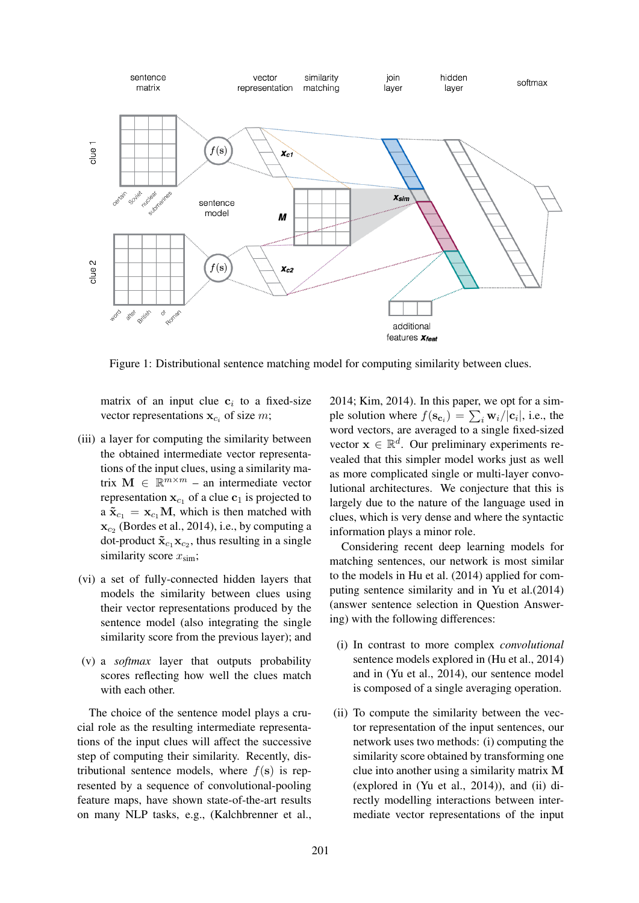Figure 1: Distributional sentence matching model for computing similarity between clues.

matrix of an input clue $\mathbf{c}_i$ to a fixed-size vector representations $\mathbf{x}_{c_i}$ of size $m$;

(iii) a layer for computing the similarity between the obtained intermediate vector representations of the input clues, using a similarity matrix $\mathbf{M} \in \mathbb{R}^{m \times m}$ – an intermediate vector representation $\mathbf{x}_{c_1}$ of a clue $\mathbf{c}_1$ is projected to a $\tilde{\mathbf{x}}_{c_1} = \mathbf{x}_{c_1}\mathbf{M}$, which is then matched with $\mathbf{x}_{c_2}$ (Bordes et al., 2014), i.e., by computing a dot-product $\tilde{\mathbf{x}}_{c_1}\mathbf{x}_{c_2}$, thus resulting in a single similarity score $x_{\text{sim}}$;

(vi) a set of fully-connected hidden layers that models the similarity between clues using their vector representations produced by the sentence model (also integrating the single similarity score from the previous layer); and

(v) a *softmax* layer that outputs probability scores reflecting how well the clues match with each other.

The choice of the sentence model plays a crucial role as the resulting intermediate representations of the input clues will affect the successive step of computing their similarity. Recently, distributional sentence models, where $f(\mathbf{s})$ is represented by a sequence of convolutional-pooling feature maps, have shown state-of-the-art results on many NLP tasks, e.g., (Kalchbrenner et al., 2014; Kim, 2014). In this paper, we opt for a simple solution where $f(\mathbf{s}_{\mathbf{c}_i}) = \sum_i \mathbf{w}_i / |\mathbf{c}_i|$, i.e., the word vectors, are averaged to a single fixed-sized vector $\mathbf{x} \in \mathbb{R}^d$. Our preliminary experiments revealed that this simpler model works just as well as more complicated single or multi-layer convolutional architectures. We conjecture that this is largely due to the nature of the language used in clues, which is very dense and where the syntactic information plays a minor role.

Considering recent deep learning models for matching sentences, our network is most similar to the models in Hu et al. (2014) applied for computing sentence similarity and in Yu et al.(2014) (answer sentence selection in Question Answering) with the following differences:

(i) In contrast to more complex *convolutional* sentence models explored in (Hu et al., 2014) and in (Yu et al., 2014), our sentence model is composed of a single averaging operation.

(ii) To compute the similarity between the vector representation of the input sentences, our network uses two methods: (i) computing the similarity score obtained by transforming one clue into another using a similarity matrix $\mathbf{M}$ (explored in (Yu et al., 2014)), and (ii) directly modelling interactions between intermediate vector representations of the input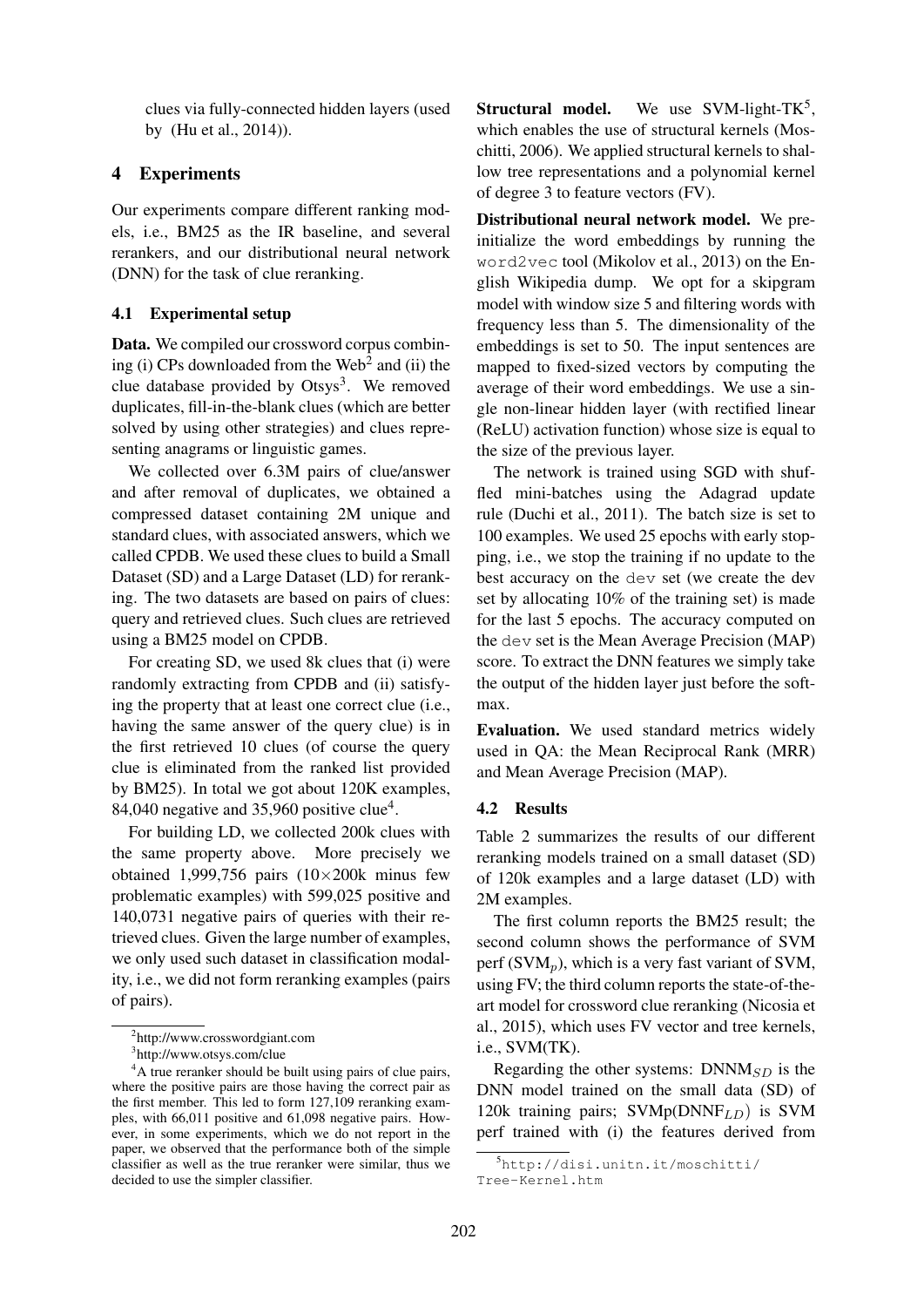clues via fully-connected hidden layers (used by (Hu et al., 2014)).

## 4 Experiments

Our experiments compare different ranking models, i.e., BM25 as the IR baseline, and several rerankers, and our distributional neural network (DNN) for the task of clue reranking.

### 4.1 Experimental setup

**Data.** We compiled our crossword corpus combining (i) CPs downloaded from the Web[2] and (ii) the clue database provided by Otsys[3]. We removed duplicates, fill-in-the-blank clues (which are better solved by using other strategies) and clues representing anagrams or linguistic games.

We collected over 6.3M pairs of clue/answer and after removal of duplicates, we obtained a compressed dataset containing 2M unique and standard clues, with associated answers, which we called CPDB. We used these clues to build a Small Dataset (SD) and a Large Dataset (LD) for reranking. The two datasets are based on pairs of clues: query and retrieved clues. Such clues are retrieved using a BM25 model on CPDB.

For creating SD, we used 8k clues that (i) were randomly extracting from CPDB and (ii) satisfying the property that at least one correct clue (i.e., having the same answer of the query clue) is in the first retrieved 10 clues (of course the query clue is eliminated from the ranked list provided by BM25). In total we got about 120K examples, 84,040 negative and 35,960 positive clue[4].

For building LD, we collected 200k clues with the same property above. More precisely we obtained 1,999,756 pairs (10×200k minus few problematic examples) with 599,025 positive and 140,0731 negative pairs of queries with their retrieved clues. Given the large number of examples, we only used such dataset in classification modality, i.e., we did not form reranking examples (pairs of pairs).

[2] http://www.crosswordgiant.com

[3] http://www.otsys.com/clue

[4] A true reranker should be built using pairs of clue pairs, where the positive pairs are those having the correct pair as the first member. This led to form 127,109 reranking examples, with 66,011 positive and 61,098 negative pairs. However, in some experiments, which we do not report in the paper, we observed that the performance both of the simple classifier as well as the true reranker were similar, thus we decided to use the simpler classifier.

**Structural model.** We use SVM-light-TK[5], which enables the use of structural kernels (Moschitti, 2006). We applied structural kernels to shallow tree representations and a polynomial kernel of degree 3 to feature vectors (FV).

**Distributional neural network model.** We pre-initialize the word embeddings by running the `word2vec` tool (Mikolov et al., 2013) on the English Wikipedia dump. We opt for a skipgram model with window size 5 and filtering words with frequency less than 5. The dimensionality of the embeddings is set to 50. The input sentences are mapped to fixed-sized vectors by computing the average of their word embeddings. We use a single non-linear hidden layer (with rectified linear (ReLU) activation function) whose size is equal to the size of the previous layer.

The network is trained using SGD with shuffled mini-batches using the Adagrad update rule (Duchi et al., 2011). The batch size is set to 100 examples. We used 25 epochs with early stopping, i.e., we stop the training if no update to the best accuracy on the `dev` set (we create the dev set by allocating 10% of the training set) is made for the last 5 epochs. The accuracy computed on the `dev` set is the Mean Average Precision (MAP) score. To extract the DNN features we simply take the output of the hidden layer just before the softmax.

**Evaluation.** We used standard metrics widely used in QA: the Mean Reciprocal Rank (MRR) and Mean Average Precision (MAP).

### 4.2 Results

Table 2 summarizes the results of our different reranking models trained on a small dataset (SD) of 120k examples and a large dataset (LD) with 2M examples.

The first column reports the BM25 result; the second column shows the performance of SVM perf ($SVM_p$), which is a very fast variant of SVM, using FV; the third column reports the state-of-the-art model for crossword clue reranking (Nicosia et al., 2015), which uses FV vector and tree kernels, i.e., SVM(TK).

Regarding the other systems: $DNNM_{SD}$ is the DNN model trained on the small data (SD) of 120k training pairs; $SVMp(DNNF_{LD})$ is SVM perf trained with (i) the features derived from

[5] http://disi.unitn.it/moschitti/Tree-Kernel.htm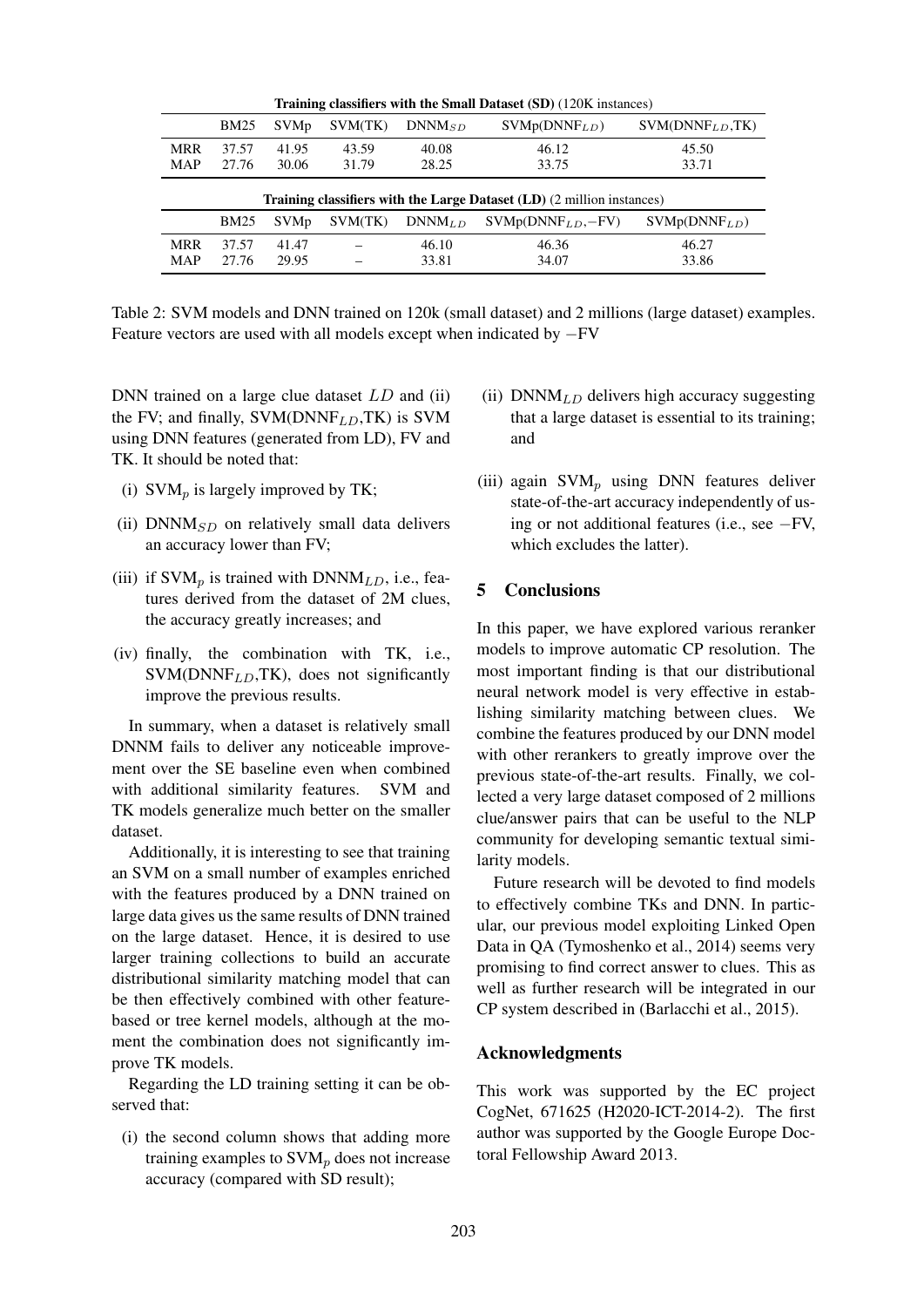**Training classifiers with the Small Dataset (SD)** (120K instances)

| | BM25 | SVMp | SVM(TK) | $\text{DNNM}_{SD}$ | $\text{SVMp}(\text{DNNF}_{LD})$ | $\text{SVM}(\text{DNNF}_{LD}\text{,TK})$ |
|---|---|---|---|---|---|---|
| MRR | 37.57 | 41.95 | 43.59 | 40.08 | 46.12 | 45.50 |
| MAP | 27.76 | 30.06 | 31.79 | 28.25 | 33.75 | 33.71 |

**Training classifiers with the Large Dataset (LD)** (2 million instances)

| | BM25 | SVMp | SVM(TK) | $\text{DNNM}_{LD}$ | $\text{SVMp}(\text{DNNF}_{LD},-\text{FV})$ | $\text{SVMp}(\text{DNNF}_{LD})$ |
|---|---|---|---|---|---|---|
| MRR | 37.57 | 41.47 | – | 46.10 | 46.36 | 46.27 |
| MAP | 27.76 | 29.95 | – | 33.81 | 34.07 | 33.86 |

Table 2: SVM models and DNN trained on 120k (small dataset) and 2 millions (large dataset) examples. Feature vectors are used with all models except when indicated by −FV

DNN trained on a large clue dataset $LD$ and (ii) the FV; and finally, $\text{SVM}(\text{DNNF}_{LD}\text{,TK})$ is SVM using DNN features (generated from LD), FV and TK. It should be noted that:

(i) $\text{SVM}_p$ is largely improved by TK;

(ii) $\text{DNNM}_{SD}$ on relatively small data delivers an accuracy lower than FV;

(iii) if $\text{SVM}_p$ is trained with $\text{DNNM}_{LD}$, i.e., features derived from the dataset of 2M clues, the accuracy greatly increases; and

(iv) finally, the combination with TK, i.e., $\text{SVM}(\text{DNNF}_{LD}\text{,TK})$, does not significantly improve the previous results.

In summary, when a dataset is relatively small DNNM fails to deliver any noticeable improvement over the SE baseline even when combined with additional similarity features. SVM and TK models generalize much better on the smaller dataset.

Additionally, it is interesting to see that training an SVM on a small number of examples enriched with the features produced by a DNN trained on large data gives us the same results of DNN trained on the large dataset. Hence, it is desired to use larger training collections to build an accurate distributional similarity matching model that can be then effectively combined with other feature-based or tree kernel models, although at the moment the combination does not significantly improve TK models.

Regarding the LD training setting it can be observed that:

(i) the second column shows that adding more training examples to $\text{SVM}_p$ does not increase accuracy (compared with SD result);

(ii) $\text{DNNM}_{LD}$ delivers high accuracy suggesting that a large dataset is essential to its training; and

(iii) again $\text{SVM}_p$ using DNN features deliver state-of-the-art accuracy independently of using or not additional features (i.e., see −FV, which excludes the latter).

## 5 Conclusions

In this paper, we have explored various reranker models to improve automatic CP resolution. The most important finding is that our distributional neural network model is very effective in establishing similarity matching between clues. We combine the features produced by our DNN model with other rerankers to greatly improve over the previous state-of-the-art results. Finally, we collected a very large dataset composed of 2 millions clue/answer pairs that can be useful to the NLP community for developing semantic textual similarity models.

Future research will be devoted to find models to effectively combine TKs and DNN. In particular, our previous model exploiting Linked Open Data in QA (Tymoshenko et al., 2014) seems very promising to find correct answer to clues. This as well as further research will be integrated in our CP system described in (Barlacchi et al., 2015).

## Acknowledgments

This work was supported by the EC project CogNet, 671625 (H2020-ICT-2014-2). The first author was supported by the Google Europe Doctoral Fellowship Award 2013.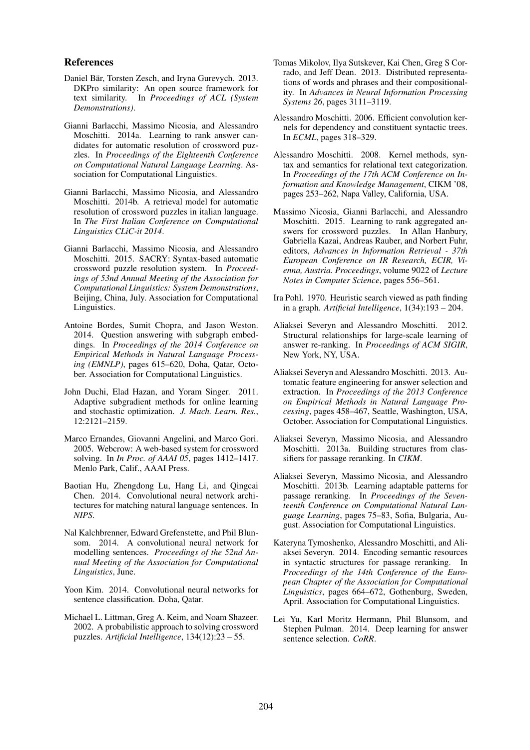## References

Daniel Bär, Torsten Zesch, and Iryna Gurevych. 2013. DKPro similarity: An open source framework for text similarity. In *Proceedings of ACL (System Demonstrations)*.

Gianni Barlacchi, Massimo Nicosia, and Alessandro Moschitti. 2014a. Learning to rank answer candidates for automatic resolution of crossword puzzles. In *Proceedings of the Eighteenth Conference on Computational Natural Language Learning*. Association for Computational Linguistics.

Gianni Barlacchi, Massimo Nicosia, and Alessandro Moschitti. 2014b. A retrieval model for automatic resolution of crossword puzzles in italian language. In *The First Italian Conference on Computational Linguistics CLiC-it 2014*.

Gianni Barlacchi, Massimo Nicosia, and Alessandro Moschitti. 2015. SACRY: Syntax-based automatic crossword puzzle resolution system. In *Proceedings of 53nd Annual Meeting of the Association for Computational Linguistics: System Demonstrations*, Beijing, China, July. Association for Computational Linguistics.

Antoine Bordes, Sumit Chopra, and Jason Weston. 2014. Question answering with subgraph embeddings. In *Proceedings of the 2014 Conference on Empirical Methods in Natural Language Processing (EMNLP)*, pages 615–620, Doha, Qatar, October. Association for Computational Linguistics.

John Duchi, Elad Hazan, and Yoram Singer. 2011. Adaptive subgradient methods for online learning and stochastic optimization. *J. Mach. Learn. Res.*, 12:2121–2159.

Marco Ernandes, Giovanni Angelini, and Marco Gori. 2005. Webcrow: A web-based system for crossword solving. In *In Proc. of AAAI 05*, pages 1412–1417. Menlo Park, Calif., AAAI Press.

Baotian Hu, Zhengdong Lu, Hang Li, and Qingcai Chen. 2014. Convolutional neural network architectures for matching natural language sentences. In *NIPS*.

Nal Kalchbrenner, Edward Grefenstette, and Phil Blunsom. 2014. A convolutional neural network for modelling sentences. *Proceedings of the 52nd Annual Meeting of the Association for Computational Linguistics*, June.

Yoon Kim. 2014. Convolutional neural networks for sentence classification. Doha, Qatar.

Michael L. Littman, Greg A. Keim, and Noam Shazeer. 2002. A probabilistic approach to solving crossword puzzles. *Artificial Intelligence*, 134(12):23 – 55.

Tomas Mikolov, Ilya Sutskever, Kai Chen, Greg S Corrado, and Jeff Dean. 2013. Distributed representations of words and phrases and their compositionality. In *Advances in Neural Information Processing Systems 26*, pages 3111–3119.

Alessandro Moschitti. 2006. Efficient convolution kernels for dependency and constituent syntactic trees. In *ECML*, pages 318–329.

Alessandro Moschitti. 2008. Kernel methods, syntax and semantics for relational text categorization. In *Proceedings of the 17th ACM Conference on Information and Knowledge Management*, CIKM '08, pages 253–262, Napa Valley, California, USA.

Massimo Nicosia, Gianni Barlacchi, and Alessandro Moschitti. 2015. Learning to rank aggregated answers for crossword puzzles. In Allan Hanbury, Gabriella Kazai, Andreas Rauber, and Norbert Fuhr, editors, *Advances in Information Retrieval - 37th European Conference on IR Research, ECIR, Vienna, Austria. Proceedings*, volume 9022 of *Lecture Notes in Computer Science*, pages 556–561.

Ira Pohl. 1970. Heuristic search viewed as path finding in a graph. *Artificial Intelligence*, 1(34):193 – 204.

Aliaksei Severyn and Alessandro Moschitti. 2012. Structural relationships for large-scale learning of answer re-ranking. In *Proceedings of ACM SIGIR*, New York, NY, USA.

Aliaksei Severyn and Alessandro Moschitti. 2013. Automatic feature engineering for answer selection and extraction. In *Proceedings of the 2013 Conference on Empirical Methods in Natural Language Processing*, pages 458–467, Seattle, Washington, USA, October. Association for Computational Linguistics.

Aliaksei Severyn, Massimo Nicosia, and Alessandro Moschitti. 2013a. Building structures from classifiers for passage reranking. In *CIKM*.

Aliaksei Severyn, Massimo Nicosia, and Alessandro Moschitti. 2013b. Learning adaptable patterns for passage reranking. In *Proceedings of the Seventeenth Conference on Computational Natural Language Learning*, pages 75–83, Sofia, Bulgaria, August. Association for Computational Linguistics.

Kateryna Tymoshenko, Alessandro Moschitti, and Aliaksei Severyn. 2014. Encoding semantic resources in syntactic structures for passage reranking. In *Proceedings of the 14th Conference of the European Chapter of the Association for Computational Linguistics*, pages 664–672, Gothenburg, Sweden, April. Association for Computational Linguistics.

Lei Yu, Karl Moritz Hermann, Phil Blunsom, and Stephen Pulman. 2014. Deep learning for answer sentence selection. *CoRR*.